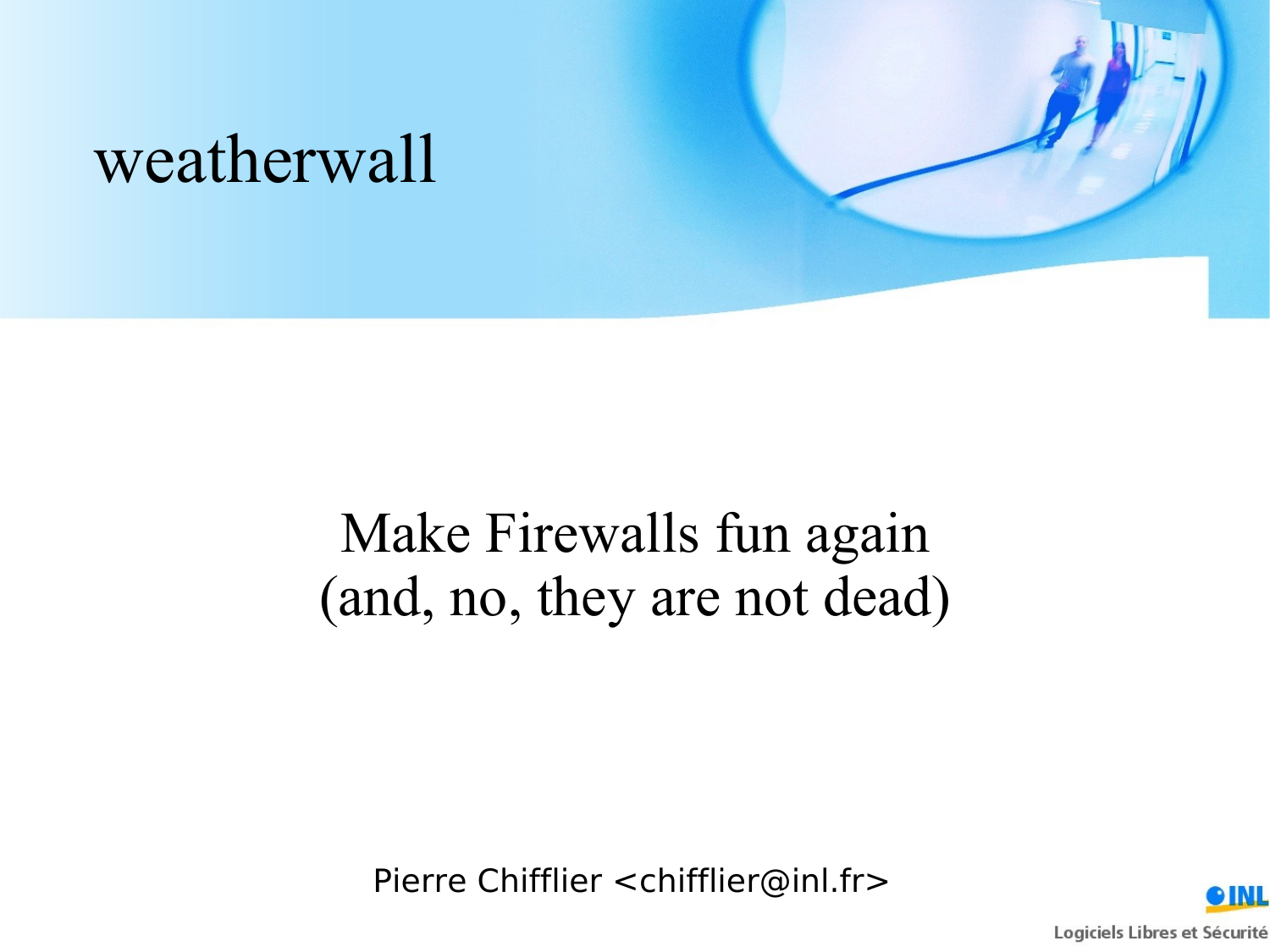# weatherwall

## Make Firewalls fun again
## (and, no, they are not dead)

Pierre Chifflier <chifflier@inl.fr>

INL

Logiciels Libres et Sécurité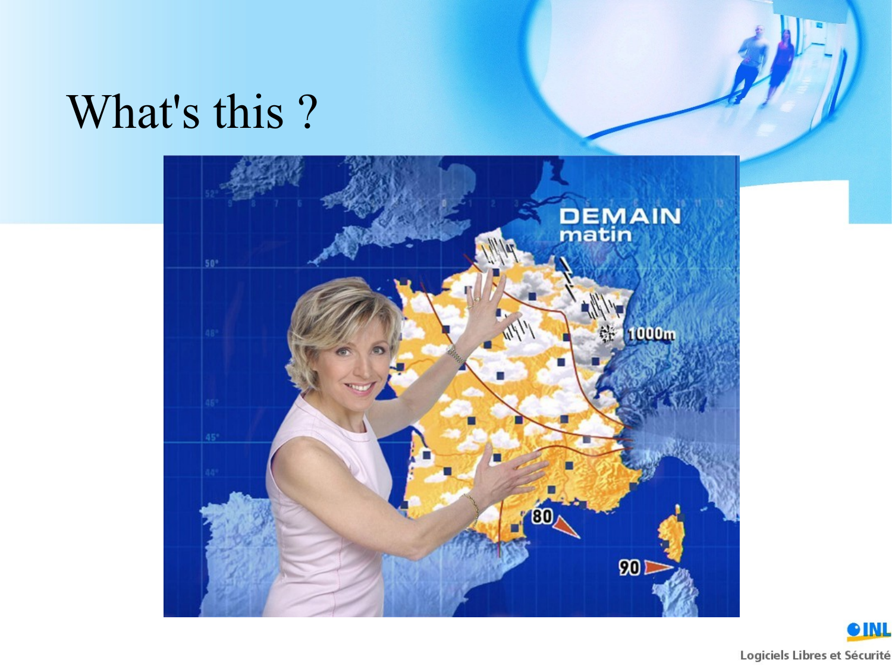# What's this ?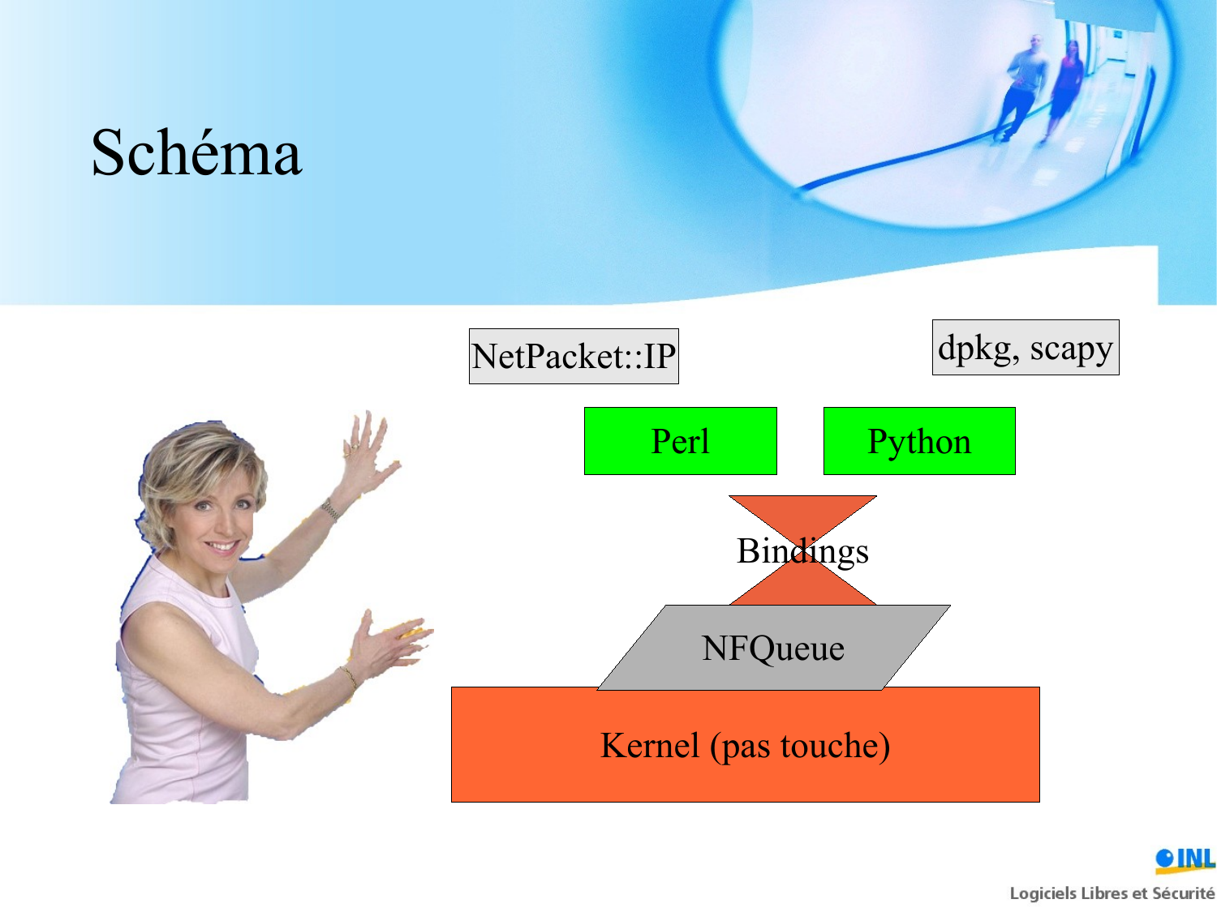# Schéma

NetPacket::IP

dpkg, scapy

Perl

Python

Bindings

NFQueue

Kernel (pas touche)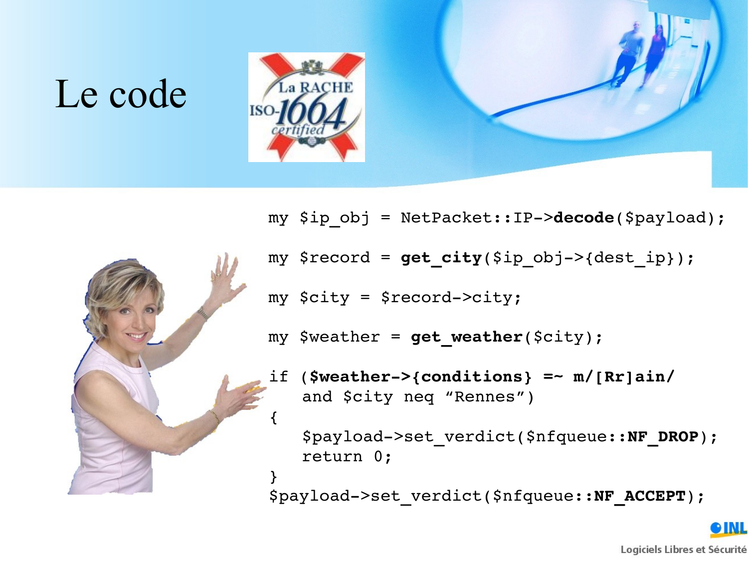# Le code

```
my $ip_obj = NetPacket::IP->decode($payload);

my $record = get_city($ip_obj->{dest_ip});

my $city = $record->city;

my $weather = get_weather($city);

if ($weather->{conditions} =~ m/[Rr]ain/
    and $city neq "Rennes")
{
    $payload->set_verdict($nfqueue::NF_DROP);
    return 0;
}
$payload->set_verdict($nfqueue::NF_ACCEPT);
```

Logiciels Libres et Sécurité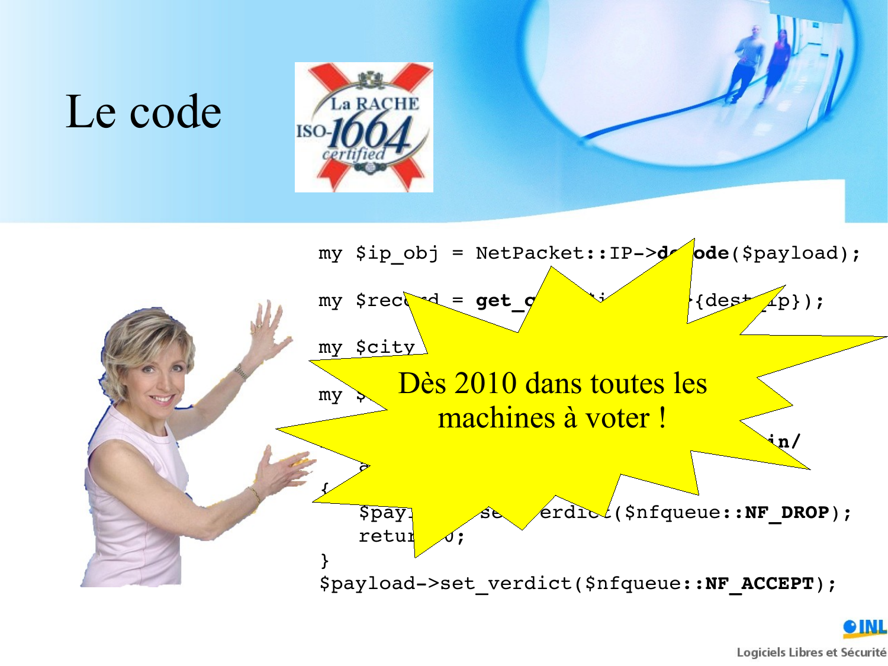# Le code

La RACHE ISO-1664 certified

```
my $ip_obj = NetPacket::IP->de ode($payload);

my $rec rd = get_c              {dest_ip});

my $city

my $
                                        in/
  a
{
   $pay     se  erdic ($nfqueue::NF_DROP);
   retur  0;
}
$payload->set_verdict($nfqueue::NF_ACCEPT);
```

Dès 2010 dans toutes les machines à voter !

INL

Logiciels Libres et Sécurité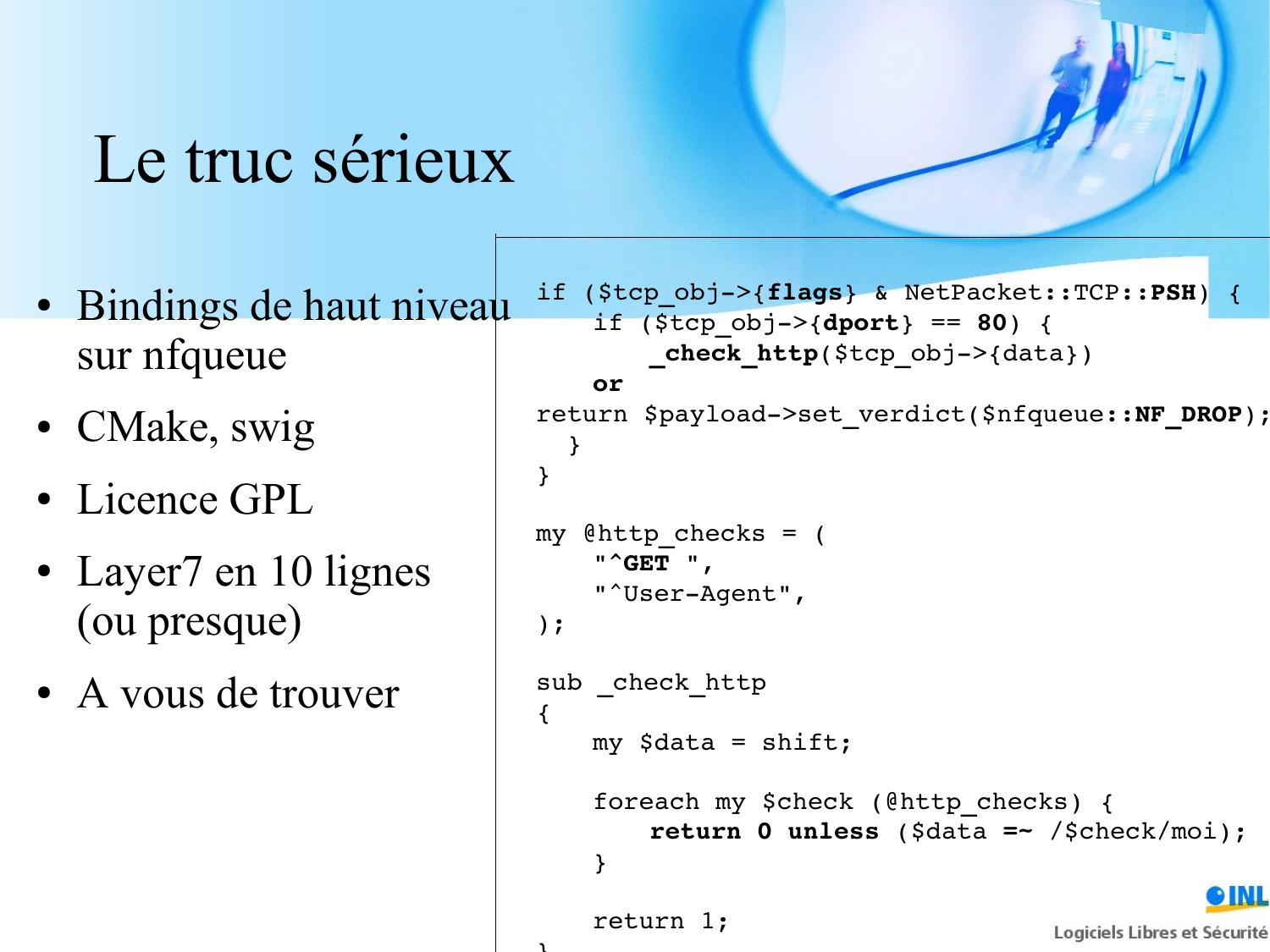# Le truc sérieux

- Bindings de haut niveau sur nfqueue
- CMake, swig
- Licence GPL
- Layer7 en 10 lignes (ou presque)
- A vous de trouver

```
if ($tcp_obj->{flags} & NetPacket::TCP::PSH) {
    if ($tcp_obj->{dport} == 80) {
        _check_http($tcp_obj->{data})
    or
return $payload->set_verdict($nfqueue::NF_DROP);
  }
}

my @http_checks = (
    "^GET ",
    "^User-Agent",
);

sub _check_http
{
    my $data = shift;

    foreach my $check (@http_checks) {
        return 0 unless ($data =~ /$check/moi);
    }

    return 1;
}
```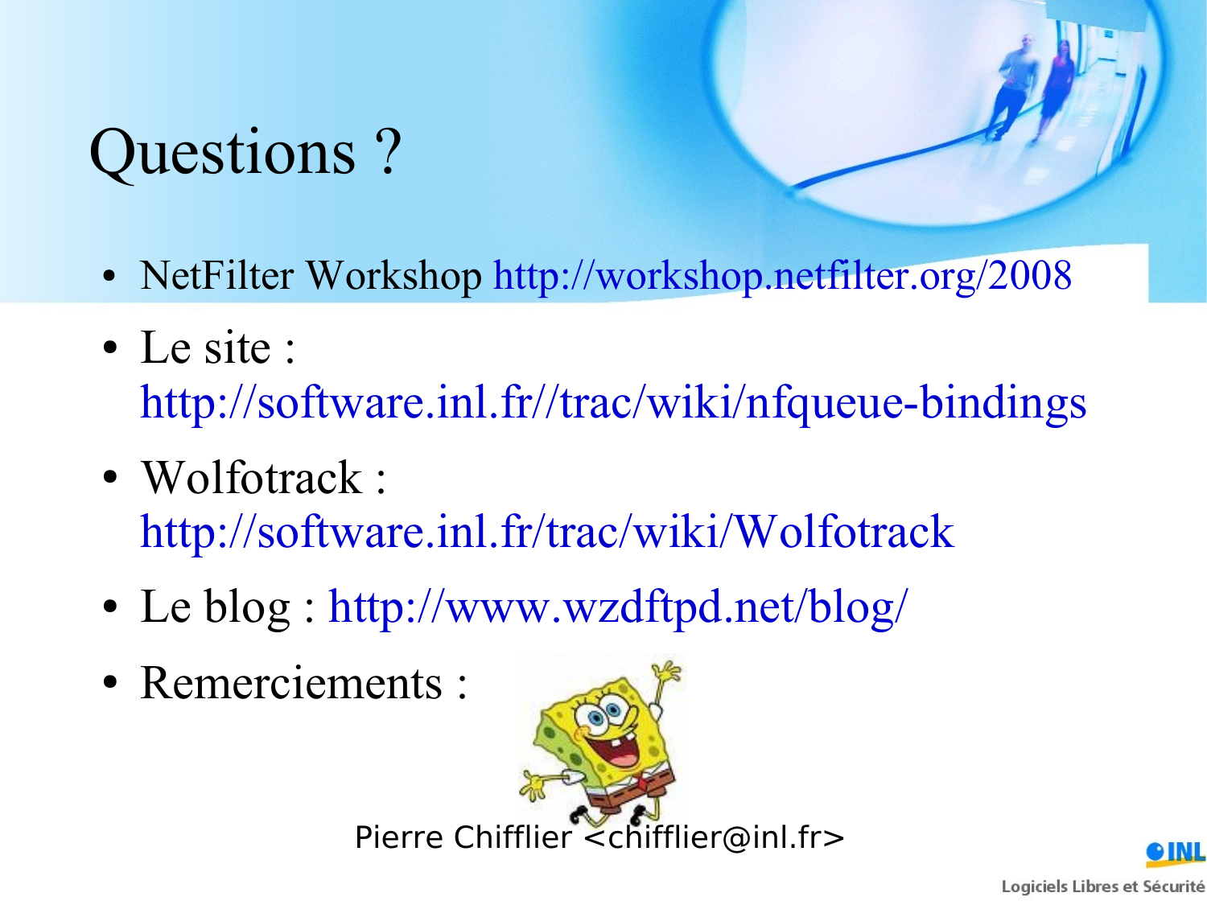# Questions ?

- NetFilter Workshop http://workshop.netfilter.org/2008
- Le site : http://software.inl.fr//trac/wiki/nfqueue-bindings
- Wolfotrack : http://software.inl.fr/trac/wiki/Wolfotrack
- Le blog : http://www.wzdftpd.net/blog/
- Remerciements :

Pierre Chifflier <chifflier@inl.fr>